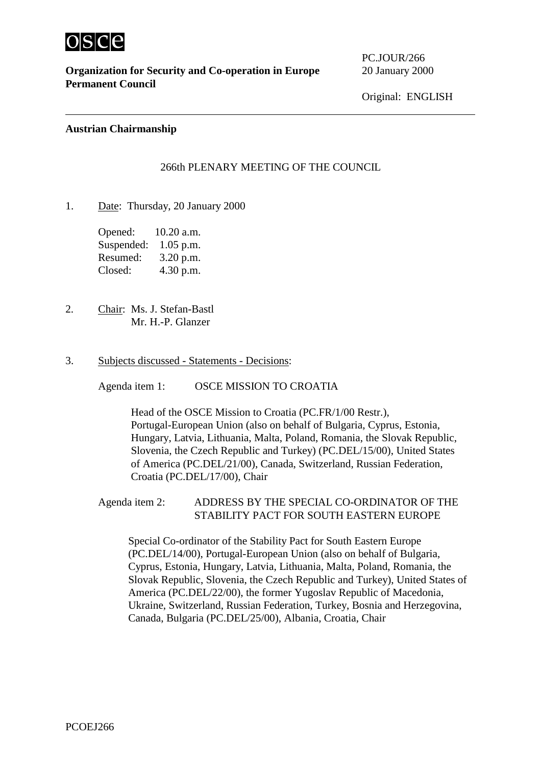**Organization for Security and Co-operation in Europe**
**Permanent Council**

PC.JOUR/266
20 January 2000

Original: ENGLISH

**Austrian Chairmanship**

266th PLENARY MEETING OF THE COUNCIL

1. Date: Thursday, 20 January 2000

   Opened: 10.20 a.m.
   Suspended: 1.05 p.m.
   Resumed: 3.20 p.m.
   Closed: 4.30 p.m.

2. Chair: Ms. J. Stefan-Bastl
   Mr. H.-P. Glanzer

3. Subjects discussed - Statements - Decisions:

   Agenda item 1: OSCE MISSION TO CROATIA

   Head of the OSCE Mission to Croatia (PC.FR/1/00 Restr.), Portugal-European Union (also on behalf of Bulgaria, Cyprus, Estonia, Hungary, Latvia, Lithuania, Malta, Poland, Romania, the Slovak Republic, Slovenia, the Czech Republic and Turkey) (PC.DEL/15/00), United States of America (PC.DEL/21/00), Canada, Switzerland, Russian Federation, Croatia (PC.DEL/17/00), Chair

   Agenda item 2: ADDRESS BY THE SPECIAL CO-ORDINATOR OF THE STABILITY PACT FOR SOUTH EASTERN EUROPE

   Special Co-ordinator of the Stability Pact for South Eastern Europe (PC.DEL/14/00), Portugal-European Union (also on behalf of Bulgaria, Cyprus, Estonia, Hungary, Latvia, Lithuania, Malta, Poland, Romania, the Slovak Republic, Slovenia, the Czech Republic and Turkey), United States of America (PC.DEL/22/00), the former Yugoslav Republic of Macedonia, Ukraine, Switzerland, Russian Federation, Turkey, Bosnia and Herzegovina, Canada, Bulgaria (PC.DEL/25/00), Albania, Croatia, Chair

PCOEJ266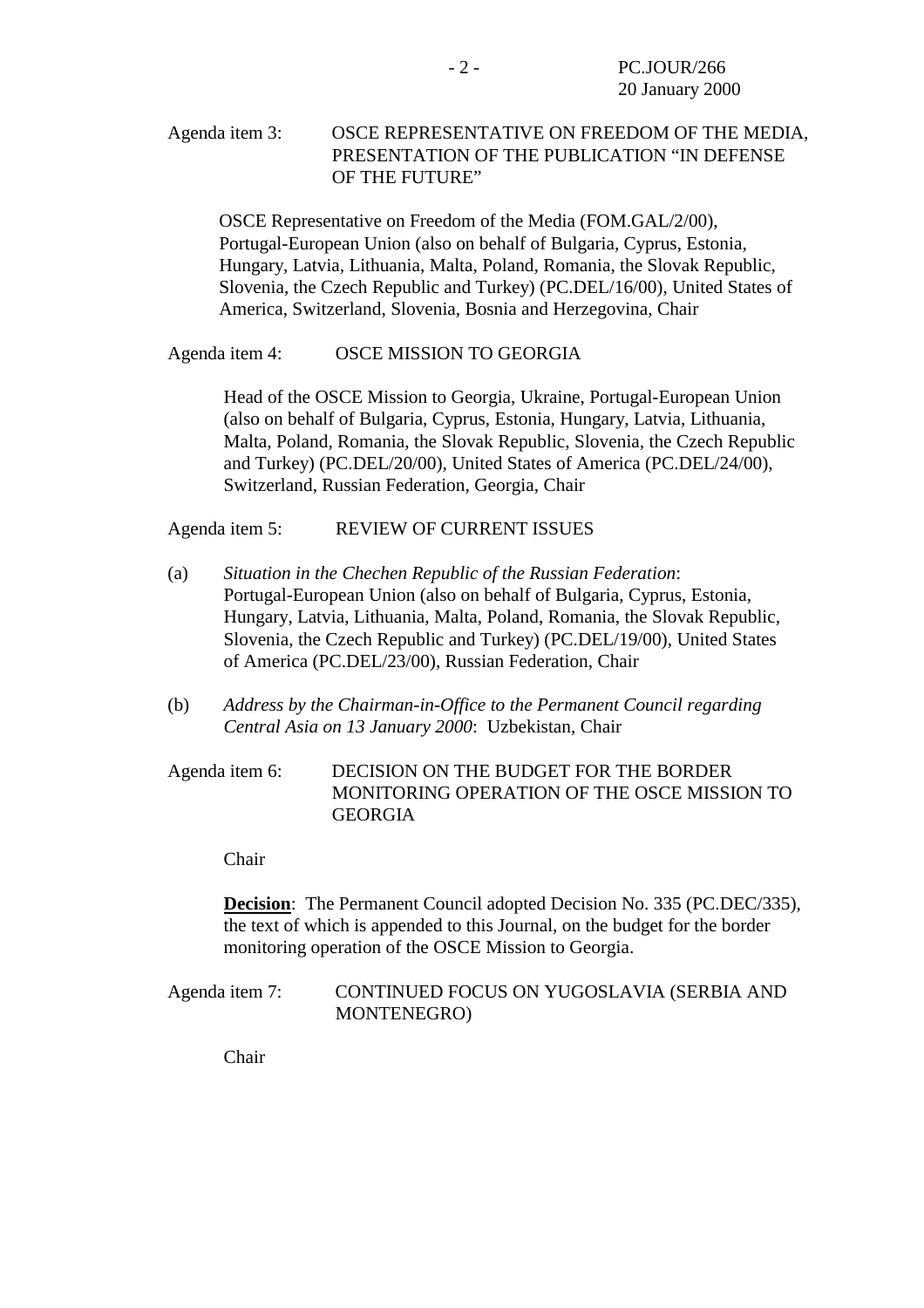Agenda item 3: OSCE REPRESENTATIVE ON FREEDOM OF THE MEDIA, PRESENTATION OF THE PUBLICATION "IN DEFENSE OF THE FUTURE"

OSCE Representative on Freedom of the Media (FOM.GAL/2/00), Portugal-European Union (also on behalf of Bulgaria, Cyprus, Estonia, Hungary, Latvia, Lithuania, Malta, Poland, Romania, the Slovak Republic, Slovenia, the Czech Republic and Turkey) (PC.DEL/16/00), United States of America, Switzerland, Slovenia, Bosnia and Herzegovina, Chair

Agenda item 4: OSCE MISSION TO GEORGIA

Head of the OSCE Mission to Georgia, Ukraine, Portugal-European Union (also on behalf of Bulgaria, Cyprus, Estonia, Hungary, Latvia, Lithuania, Malta, Poland, Romania, the Slovak Republic, Slovenia, the Czech Republic and Turkey) (PC.DEL/20/00), United States of America (PC.DEL/24/00), Switzerland, Russian Federation, Georgia, Chair

Agenda item 5: REVIEW OF CURRENT ISSUES

(a) *Situation in the Chechen Republic of the Russian Federation*: Portugal-European Union (also on behalf of Bulgaria, Cyprus, Estonia, Hungary, Latvia, Lithuania, Malta, Poland, Romania, the Slovak Republic, Slovenia, the Czech Republic and Turkey) (PC.DEL/19/00), United States of America (PC.DEL/23/00), Russian Federation, Chair

(b) *Address by the Chairman-in-Office to the Permanent Council regarding Central Asia on 13 January 2000*: Uzbekistan, Chair

Agenda item 6: DECISION ON THE BUDGET FOR THE BORDER MONITORING OPERATION OF THE OSCE MISSION TO GEORGIA

Chair

**Decision**: The Permanent Council adopted Decision No. 335 (PC.DEC/335), the text of which is appended to this Journal, on the budget for the border monitoring operation of the OSCE Mission to Georgia.

Agenda item 7: CONTINUED FOCUS ON YUGOSLAVIA (SERBIA AND MONTENEGRO)

Chair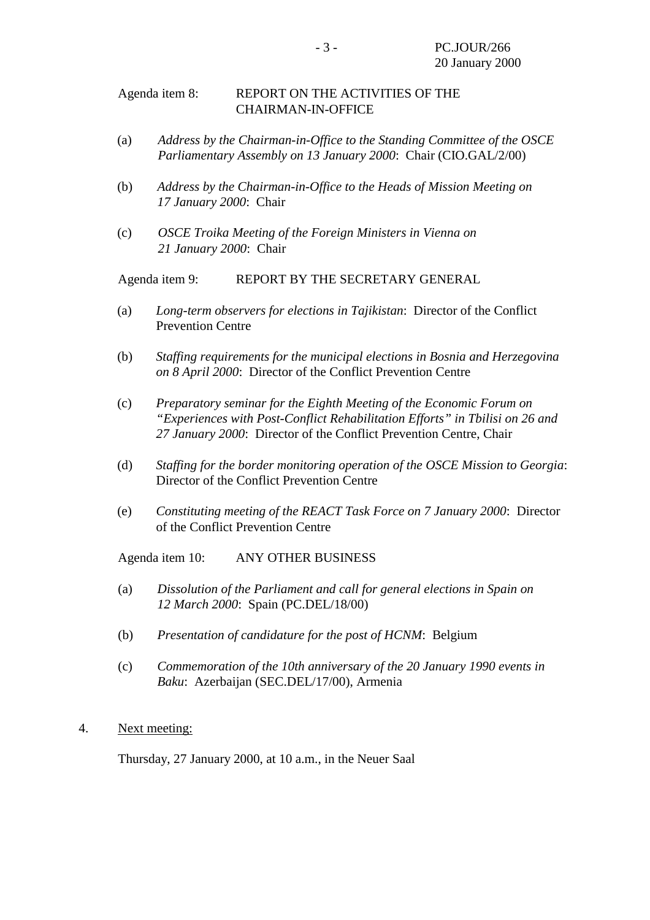Agenda item 8: REPORT ON THE ACTIVITIES OF THE CHAIRMAN-IN-OFFICE

(a) *Address by the Chairman-in-Office to the Standing Committee of the OSCE Parliamentary Assembly on 13 January 2000*: Chair (CIO.GAL/2/00)

(b) *Address by the Chairman-in-Office to the Heads of Mission Meeting on 17 January 2000*: Chair

(c) *OSCE Troika Meeting of the Foreign Ministers in Vienna on 21 January 2000*: Chair

Agenda item 9: REPORT BY THE SECRETARY GENERAL

(a) *Long-term observers for elections in Tajikistan*: Director of the Conflict Prevention Centre

(b) *Staffing requirements for the municipal elections in Bosnia and Herzegovina on 8 April 2000*: Director of the Conflict Prevention Centre

(c) *Preparatory seminar for the Eighth Meeting of the Economic Forum on "Experiences with Post-Conflict Rehabilitation Efforts" in Tbilisi on 26 and 27 January 2000*: Director of the Conflict Prevention Centre, Chair

(d) *Staffing for the border monitoring operation of the OSCE Mission to Georgia*: Director of the Conflict Prevention Centre

(e) *Constituting meeting of the REACT Task Force on 7 January 2000*: Director of the Conflict Prevention Centre

Agenda item 10: ANY OTHER BUSINESS

(a) *Dissolution of the Parliament and call for general elections in Spain on 12 March 2000*: Spain (PC.DEL/18/00)

(b) *Presentation of candidature for the post of HCNM*: Belgium

(c) *Commemoration of the 10th anniversary of the 20 January 1990 events in Baku*: Azerbaijan (SEC.DEL/17/00), Armenia

4. Next meeting:

Thursday, 27 January 2000, at 10 a.m., in the Neuer Saal